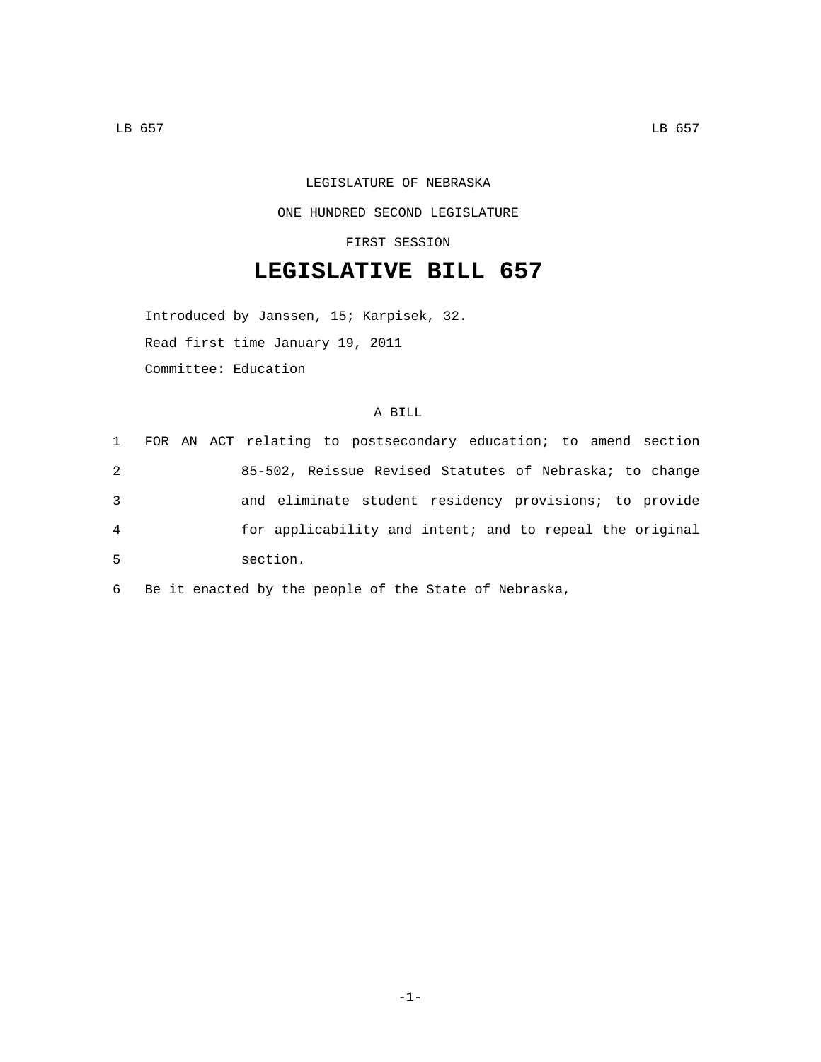LEGISLATURE OF NEBRASKA

ONE HUNDRED SECOND LEGISLATURE

FIRST SESSION

# LEGISLATIVE BILL 657

Introduced by Janssen, 15; Karpisek, 32.

Read first time January 19, 2011

Committee: Education

A BILL

1 FOR AN ACT relating to postsecondary education; to amend section
2 85-502, Reissue Revised Statutes of Nebraska; to change
3 and eliminate student residency provisions; to provide
4 for applicability and intent; and to repeal the original
5 section.

6 Be it enacted by the people of the State of Nebraska,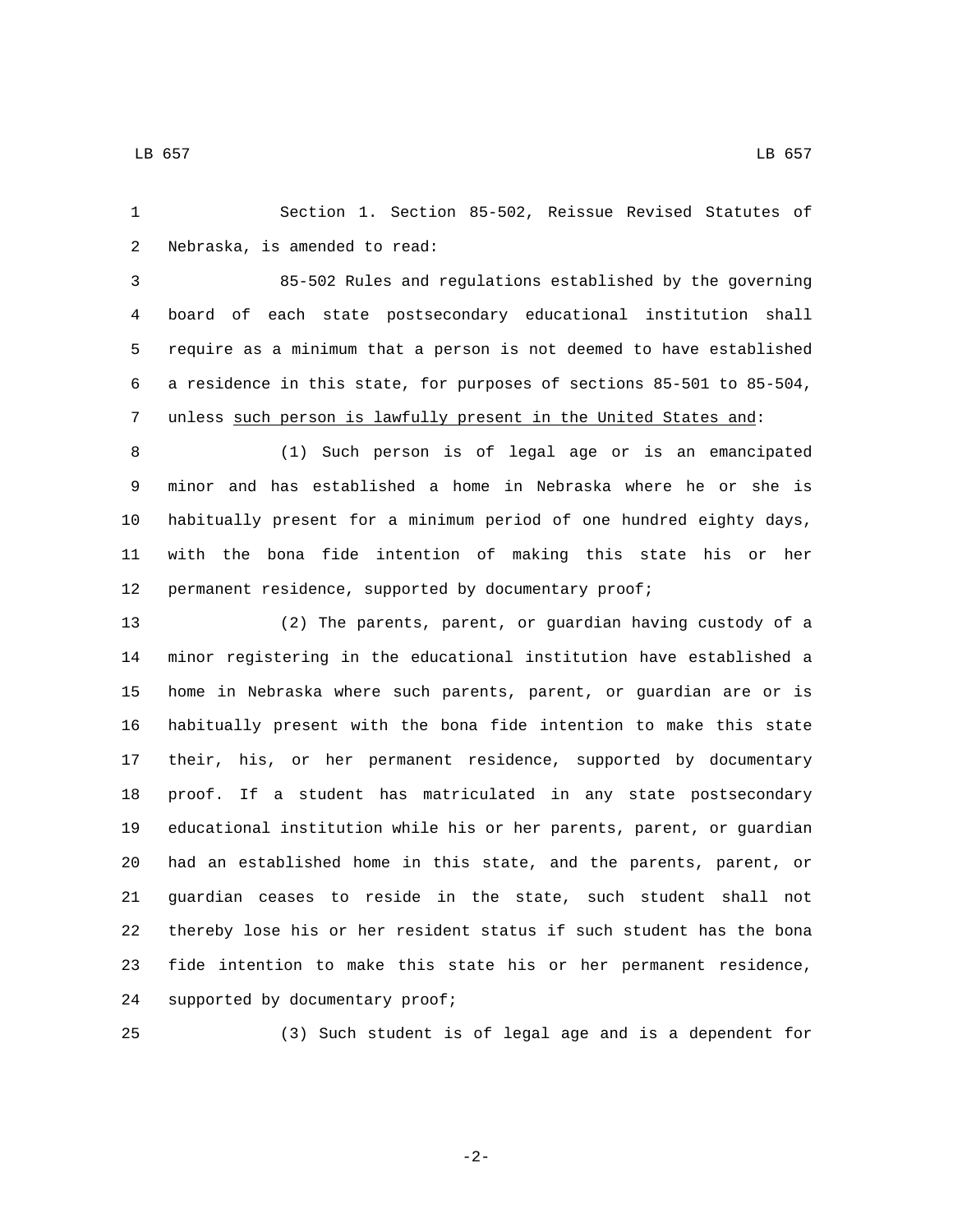Section 1. Section 85-502, Reissue Revised Statutes of Nebraska, is amended to read:

85-502 Rules and regulations established by the governing board of each state postsecondary educational institution shall require as a minimum that a person is not deemed to have established a residence in this state, for purposes of sections 85-501 to 85-504, unless <u>such person is lawfully present in the United States and</u>:

(1) Such person is of legal age or is an emancipated minor and has established a home in Nebraska where he or she is habitually present for a minimum period of one hundred eighty days, with the bona fide intention of making this state his or her permanent residence, supported by documentary proof;

(2) The parents, parent, or guardian having custody of a minor registering in the educational institution have established a home in Nebraska where such parents, parent, or guardian are or is habitually present with the bona fide intention to make this state their, his, or her permanent residence, supported by documentary proof. If a student has matriculated in any state postsecondary educational institution while his or her parents, parent, or guardian had an established home in this state, and the parents, parent, or guardian ceases to reside in the state, such student shall not thereby lose his or her resident status if such student has the bona fide intention to make this state his or her permanent residence, supported by documentary proof;

(3) Such student is of legal age and is a dependent for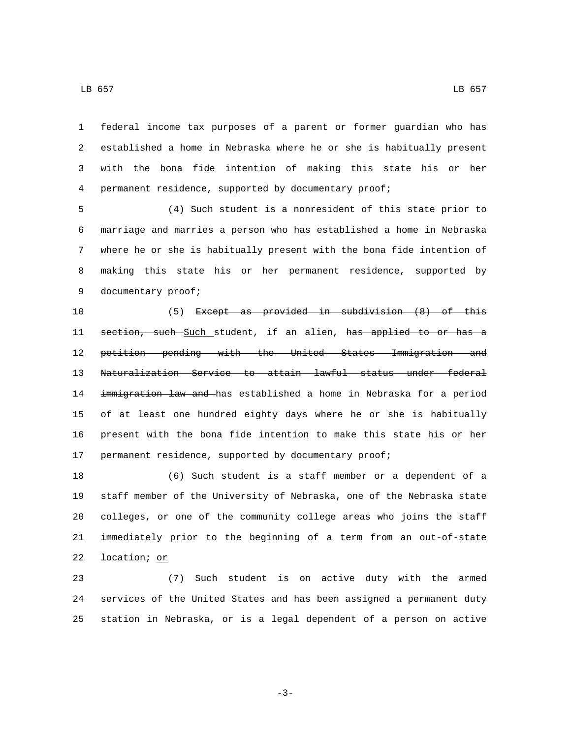federal income tax purposes of a parent or former guardian who has established a home in Nebraska where he or she is habitually present with the bona fide intention of making this state his or her permanent residence, supported by documentary proof;

(4) Such student is a nonresident of this state prior to marriage and marries a person who has established a home in Nebraska where he or she is habitually present with the bona fide intention of making this state his or her permanent residence, supported by documentary proof;

(5) ~~Except as provided in subdivision (8) of this section, such~~ <u>Such</u> student, if an alien, ~~has applied to or has a petition pending with the United States Immigration and Naturalization Service to attain lawful status under federal immigration law and~~ has established a home in Nebraska for a period of at least one hundred eighty days where he or she is habitually present with the bona fide intention to make this state his or her permanent residence, supported by documentary proof;

(6) Such student is a staff member or a dependent of a staff member of the University of Nebraska, one of the Nebraska state colleges, or one of the community college areas who joins the staff immediately prior to the beginning of a term from an out-of-state location; <u>or</u>

(7) Such student is on active duty with the armed services of the United States and has been assigned a permanent duty station in Nebraska, or is a legal dependent of a person on active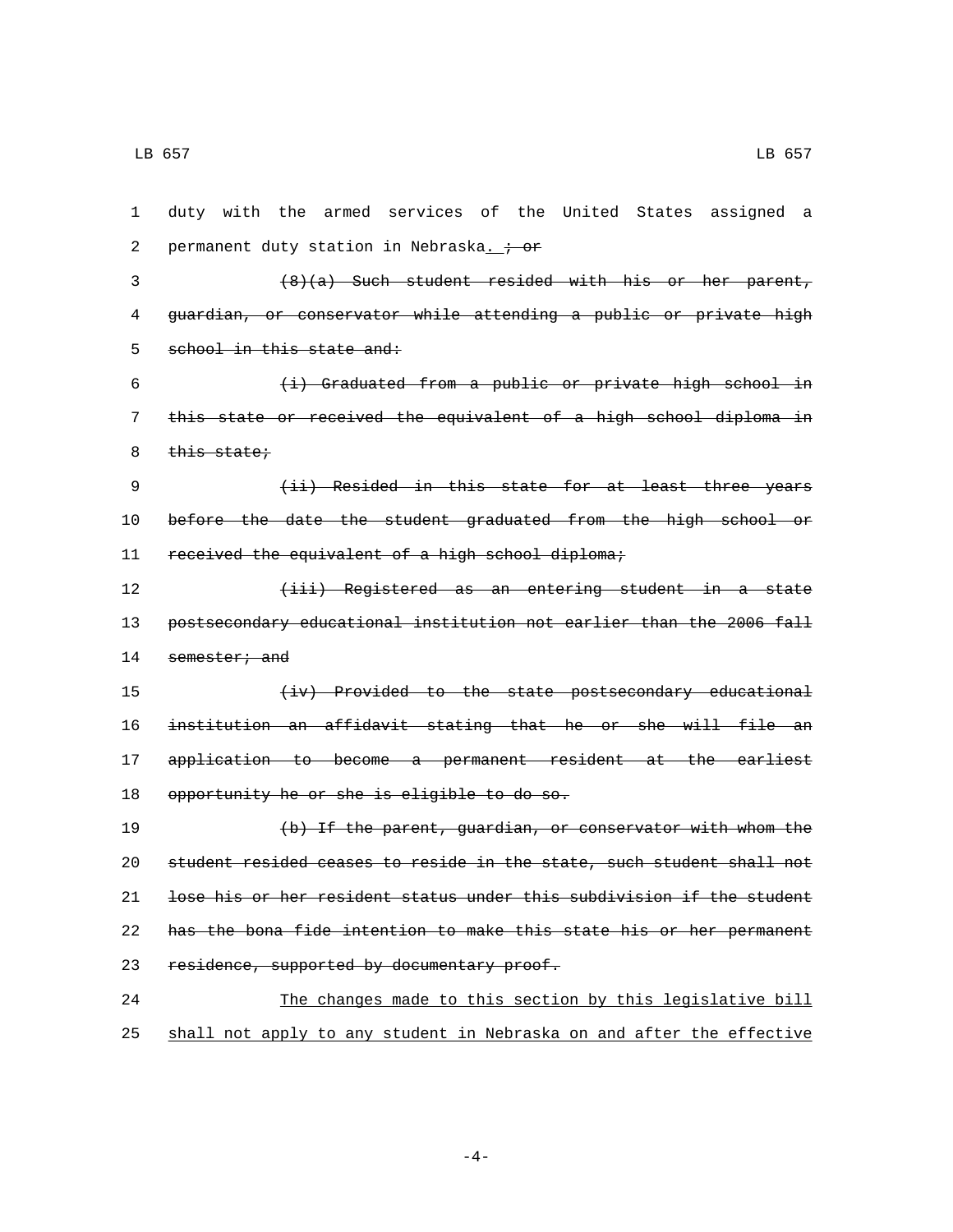duty with the armed services of the United States assigned a permanent duty station in Nebraska<u>.</u> ~~; or~~

~~(8)(a) Such student resided with his or her parent, guardian, or conservator while attending a public or private high school in this state and:~~

~~(i) Graduated from a public or private high school in this state or received the equivalent of a high school diploma in this state;~~

~~(ii) Resided in this state for at least three years before the date the student graduated from the high school or received the equivalent of a high school diploma;~~

~~(iii) Registered as an entering student in a state postsecondary educational institution not earlier than the 2006 fall semester; and~~

~~(iv) Provided to the state postsecondary educational institution an affidavit stating that he or she will file an application to become a permanent resident at the earliest opportunity he or she is eligible to do so.~~

~~(b) If the parent, guardian, or conservator with whom the student resided ceases to reside in the state, such student shall not lose his or her resident status under this subdivision if the student has the bona fide intention to make this state his or her permanent residence, supported by documentary proof.~~

<u>The changes made to this section by this legislative bill shall not apply to any student in Nebraska on and after the effective</u>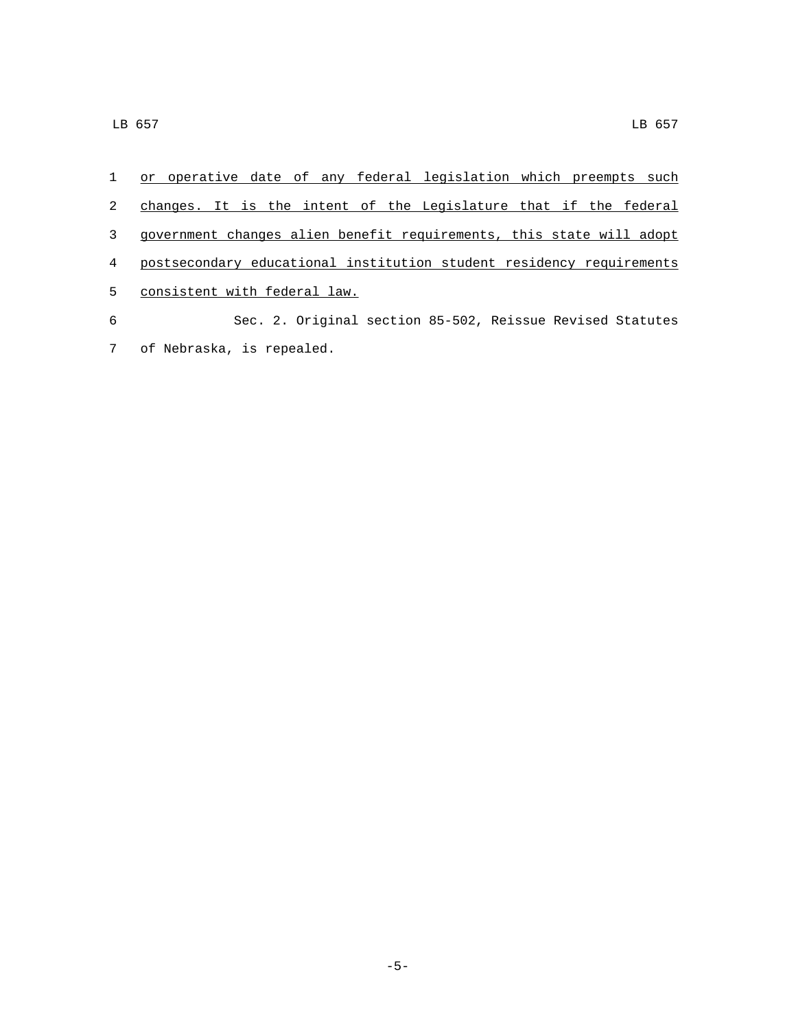or operative date of any federal legislation which preempts such changes. It is the intent of the Legislature that if the federal government changes alien benefit requirements, this state will adopt postsecondary educational institution student residency requirements consistent with federal law.

Sec. 2. Original section 85-502, Reissue Revised Statutes of Nebraska, is repealed.